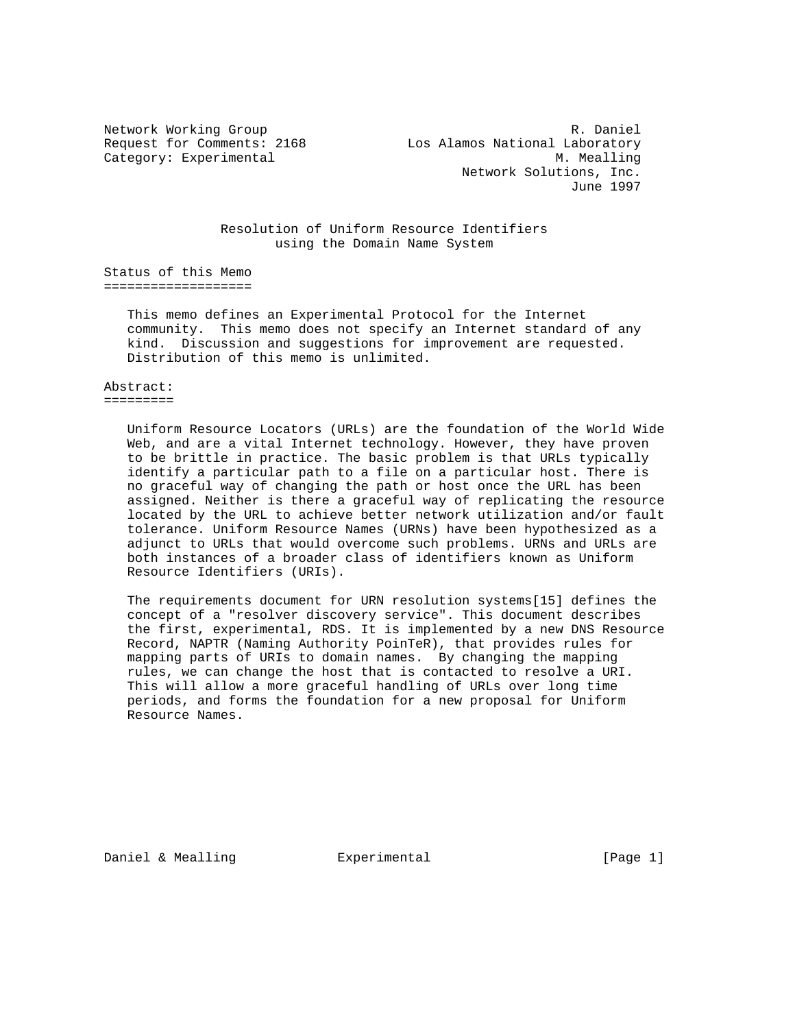Network Working Group R. Daniel
Request for Comments: 2168 Los Alamos National Laboratory
Category: Experimental M. Mealling
Network Solutions, Inc.
June 1997

# Resolution of Uniform Resource Identifiers using the Domain Name System

## Status of this Memo

This memo defines an Experimental Protocol for the Internet community. This memo does not specify an Internet standard of any kind. Discussion and suggestions for improvement are requested. Distribution of this memo is unlimited.

## Abstract:

Uniform Resource Locators (URLs) are the foundation of the World Wide Web, and are a vital Internet technology. However, they have proven to be brittle in practice. The basic problem is that URLs typically identify a particular path to a file on a particular host. There is no graceful way of changing the path or host once the URL has been assigned. Neither is there a graceful way of replicating the resource located by the URL to achieve better network utilization and/or fault tolerance. Uniform Resource Names (URNs) have been hypothesized as a adjunct to URLs that would overcome such problems. URNs and URLs are both instances of a broader class of identifiers known as Uniform Resource Identifiers (URIs).

The requirements document for URN resolution systems[15] defines the concept of a "resolver discovery service". This document describes the first, experimental, RDS. It is implemented by a new DNS Resource Record, NAPTR (Naming Authority PoinTeR), that provides rules for mapping parts of URIs to domain names. By changing the mapping rules, we can change the host that is contacted to resolve a URI. This will allow a more graceful handling of URLs over long time periods, and forms the foundation for a new proposal for Uniform Resource Names.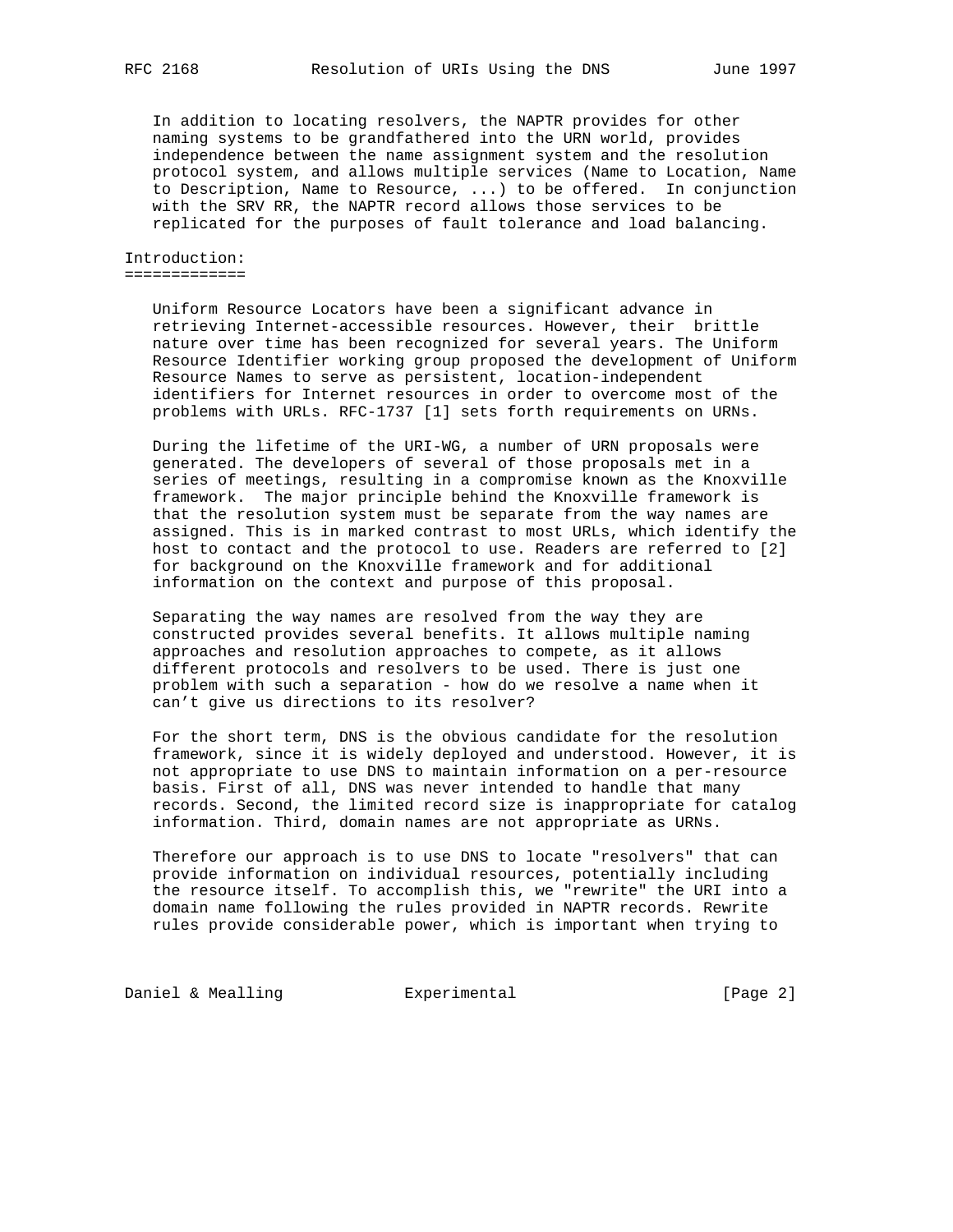In addition to locating resolvers, the NAPTR provides for other naming systems to be grandfathered into the URN world, provides independence between the name assignment system and the resolution protocol system, and allows multiple services (Name to Location, Name to Description, Name to Resource, ...) to be offered. In conjunction with the SRV RR, the NAPTR record allows those services to be replicated for the purposes of fault tolerance and load balancing.

## Introduction:

Uniform Resource Locators have been a significant advance in retrieving Internet-accessible resources. However, their brittle nature over time has been recognized for several years. The Uniform Resource Identifier working group proposed the development of Uniform Resource Names to serve as persistent, location-independent identifiers for Internet resources in order to overcome most of the problems with URLs. RFC-1737 [1] sets forth requirements on URNs.

During the lifetime of the URI-WG, a number of URN proposals were generated. The developers of several of those proposals met in a series of meetings, resulting in a compromise known as the Knoxville framework. The major principle behind the Knoxville framework is that the resolution system must be separate from the way names are assigned. This is in marked contrast to most URLs, which identify the host to contact and the protocol to use. Readers are referred to [2] for background on the Knoxville framework and for additional information on the context and purpose of this proposal.

Separating the way names are resolved from the way they are constructed provides several benefits. It allows multiple naming approaches and resolution approaches to compete, as it allows different protocols and resolvers to be used. There is just one problem with such a separation - how do we resolve a name when it can't give us directions to its resolver?

For the short term, DNS is the obvious candidate for the resolution framework, since it is widely deployed and understood. However, it is not appropriate to use DNS to maintain information on a per-resource basis. First of all, DNS was never intended to handle that many records. Second, the limited record size is inappropriate for catalog information. Third, domain names are not appropriate as URNs.

Therefore our approach is to use DNS to locate "resolvers" that can provide information on individual resources, potentially including the resource itself. To accomplish this, we "rewrite" the URI into a domain name following the rules provided in NAPTR records. Rewrite rules provide considerable power, which is important when trying to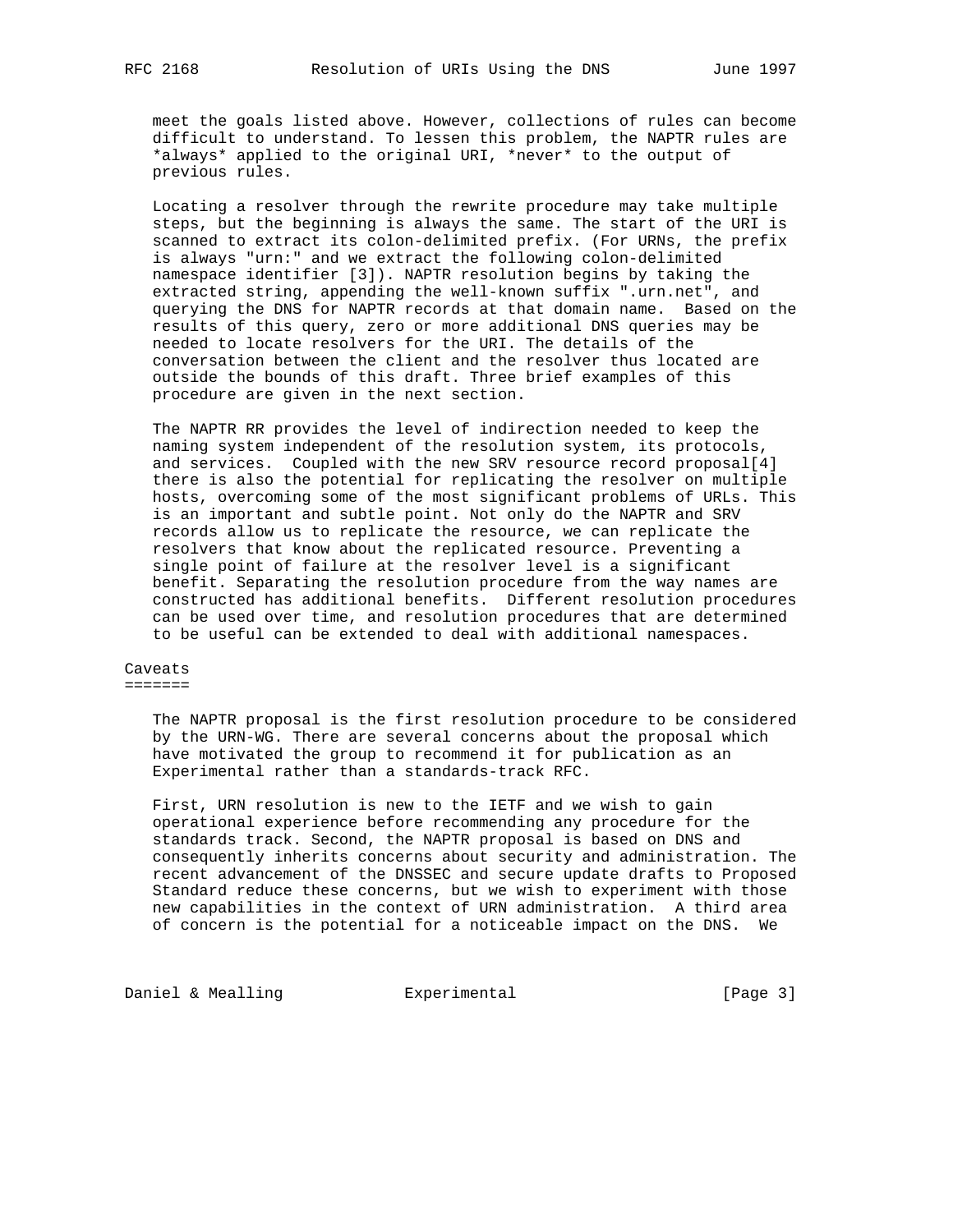meet the goals listed above. However, collections of rules can become difficult to understand. To lessen this problem, the NAPTR rules are *always* applied to the original URI, *never* to the output of previous rules.

Locating a resolver through the rewrite procedure may take multiple steps, but the beginning is always the same. The start of the URI is scanned to extract its colon-delimited prefix. (For URNs, the prefix is always "urn:" and we extract the following colon-delimited namespace identifier [3]). NAPTR resolution begins by taking the extracted string, appending the well-known suffix ".urn.net", and querying the DNS for NAPTR records at that domain name. Based on the results of this query, zero or more additional DNS queries may be needed to locate resolvers for the URI. The details of the conversation between the client and the resolver thus located are outside the bounds of this draft. Three brief examples of this procedure are given in the next section.

The NAPTR RR provides the level of indirection needed to keep the naming system independent of the resolution system, its protocols, and services. Coupled with the new SRV resource record proposal[4] there is also the potential for replicating the resolver on multiple hosts, overcoming some of the most significant problems of URLs. This is an important and subtle point. Not only do the NAPTR and SRV records allow us to replicate the resource, we can replicate the resolvers that know about the replicated resource. Preventing a single point of failure at the resolver level is a significant benefit. Separating the resolution procedure from the way names are constructed has additional benefits. Different resolution procedures can be used over time, and resolution procedures that are determined to be useful can be extended to deal with additional namespaces.

## Caveats

The NAPTR proposal is the first resolution procedure to be considered by the URN-WG. There are several concerns about the proposal which have motivated the group to recommend it for publication as an Experimental rather than a standards-track RFC.

First, URN resolution is new to the IETF and we wish to gain operational experience before recommending any procedure for the standards track. Second, the NAPTR proposal is based on DNS and consequently inherits concerns about security and administration. The recent advancement of the DNSSEC and secure update drafts to Proposed Standard reduce these concerns, but we wish to experiment with those new capabilities in the context of URN administration. A third area of concern is the potential for a noticeable impact on the DNS. We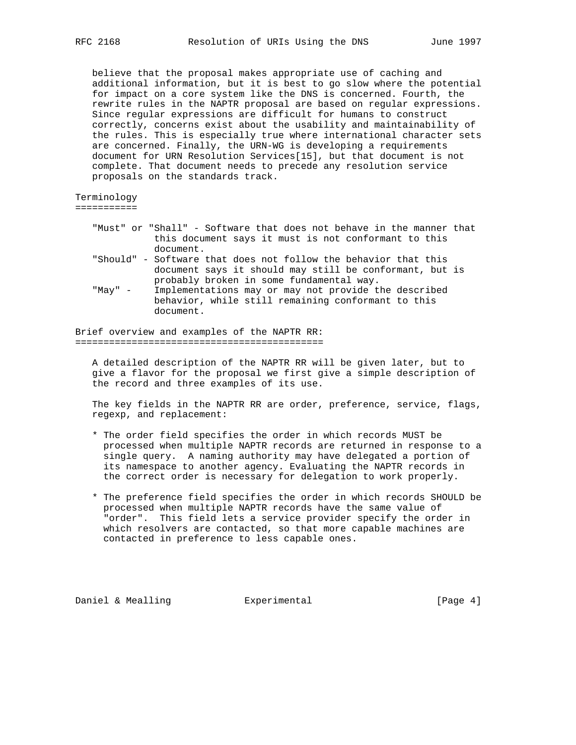believe that the proposal makes appropriate use of caching and additional information, but it is best to go slow where the potential for impact on a core system like the DNS is concerned. Fourth, the rewrite rules in the NAPTR proposal are based on regular expressions. Since regular expressions are difficult for humans to construct correctly, concerns exist about the usability and maintainability of the rules. This is especially true where international character sets are concerned. Finally, the URN-WG is developing a requirements document for URN Resolution Services[15], but that document is not complete. That document needs to precede any resolution service proposals on the standards track.

## Terminology

- "Must" or "Shall" - Software that does not behave in the manner that this document says it must is not conformant to this document.
- "Should" - Software that does not follow the behavior that this document says it should may still be conformant, but is probably broken in some fundamental way.
- "May" - Implementations may or may not provide the described behavior, while still remaining conformant to this document.

## Brief overview and examples of the NAPTR RR:

A detailed description of the NAPTR RR will be given later, but to give a flavor for the proposal we first give a simple description of the record and three examples of its use.

The key fields in the NAPTR RR are order, preference, service, flags, regexp, and replacement:

* The order field specifies the order in which records MUST be processed when multiple NAPTR records are returned in response to a single query. A naming authority may have delegated a portion of its namespace to another agency. Evaluating the NAPTR records in the correct order is necessary for delegation to work properly.

* The preference field specifies the order in which records SHOULD be processed when multiple NAPTR records have the same value of "order". This field lets a service provider specify the order in which resolvers are contacted, so that more capable machines are contacted in preference to less capable ones.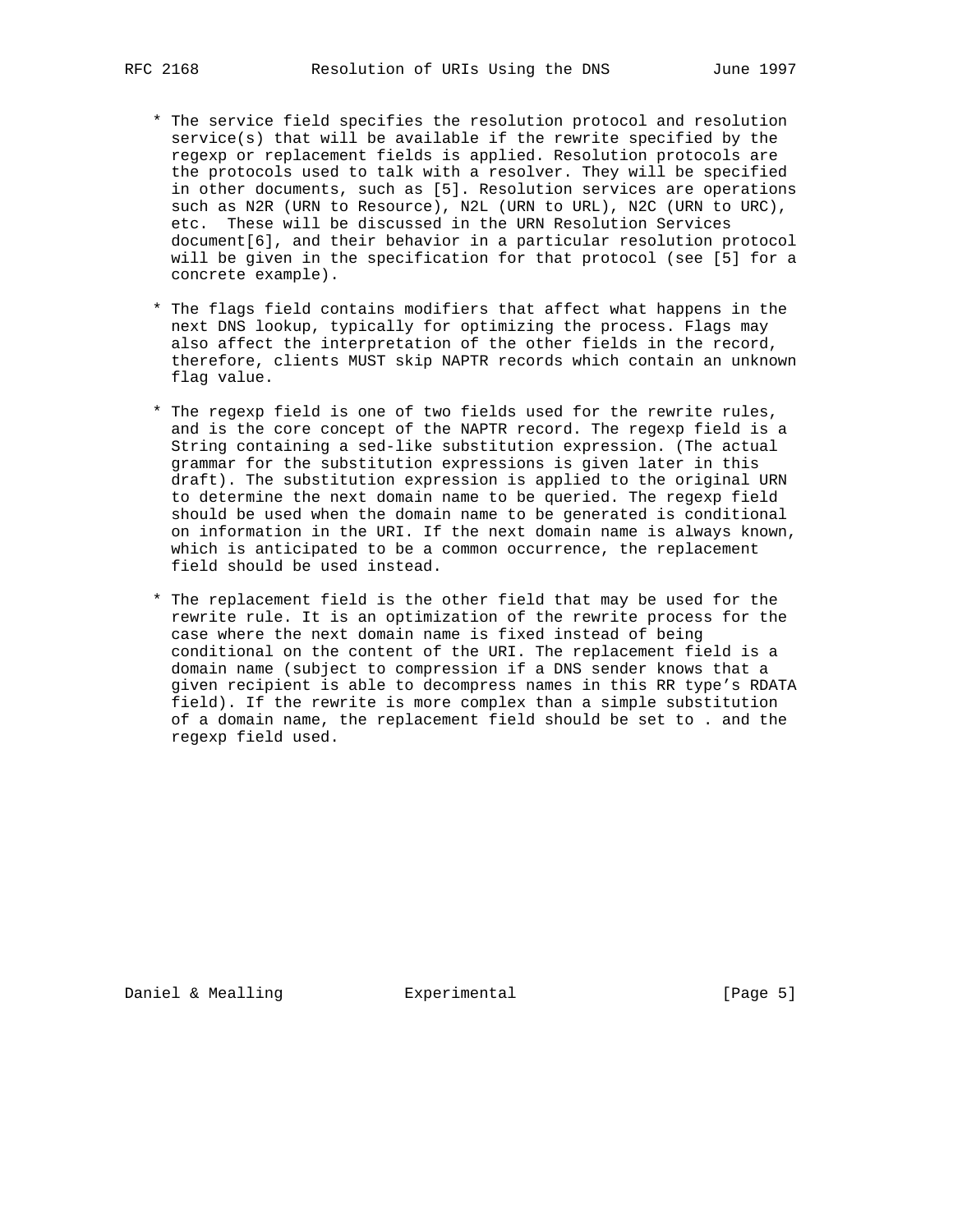* The service field specifies the resolution protocol and resolution service(s) that will be available if the rewrite specified by the regexp or replacement fields is applied. Resolution protocols are the protocols used to talk with a resolver. They will be specified in other documents, such as [5]. Resolution services are operations such as N2R (URN to Resource), N2L (URN to URL), N2C (URN to URC), etc. These will be discussed in the URN Resolution Services document[6], and their behavior in a particular resolution protocol will be given in the specification for that protocol (see [5] for a concrete example).

* The flags field contains modifiers that affect what happens in the next DNS lookup, typically for optimizing the process. Flags may also affect the interpretation of the other fields in the record, therefore, clients MUST skip NAPTR records which contain an unknown flag value.

* The regexp field is one of two fields used for the rewrite rules, and is the core concept of the NAPTR record. The regexp field is a String containing a sed-like substitution expression. (The actual grammar for the substitution expressions is given later in this draft). The substitution expression is applied to the original URN to determine the next domain name to be queried. The regexp field should be used when the domain name to be generated is conditional on information in the URI. If the next domain name is always known, which is anticipated to be a common occurrence, the replacement field should be used instead.

* The replacement field is the other field that may be used for the rewrite rule. It is an optimization of the rewrite process for the case where the next domain name is fixed instead of being conditional on the content of the URI. The replacement field is a domain name (subject to compression if a DNS sender knows that a given recipient is able to decompress names in this RR type's RDATA field). If the rewrite is more complex than a simple substitution of a domain name, the replacement field should be set to . and the regexp field used.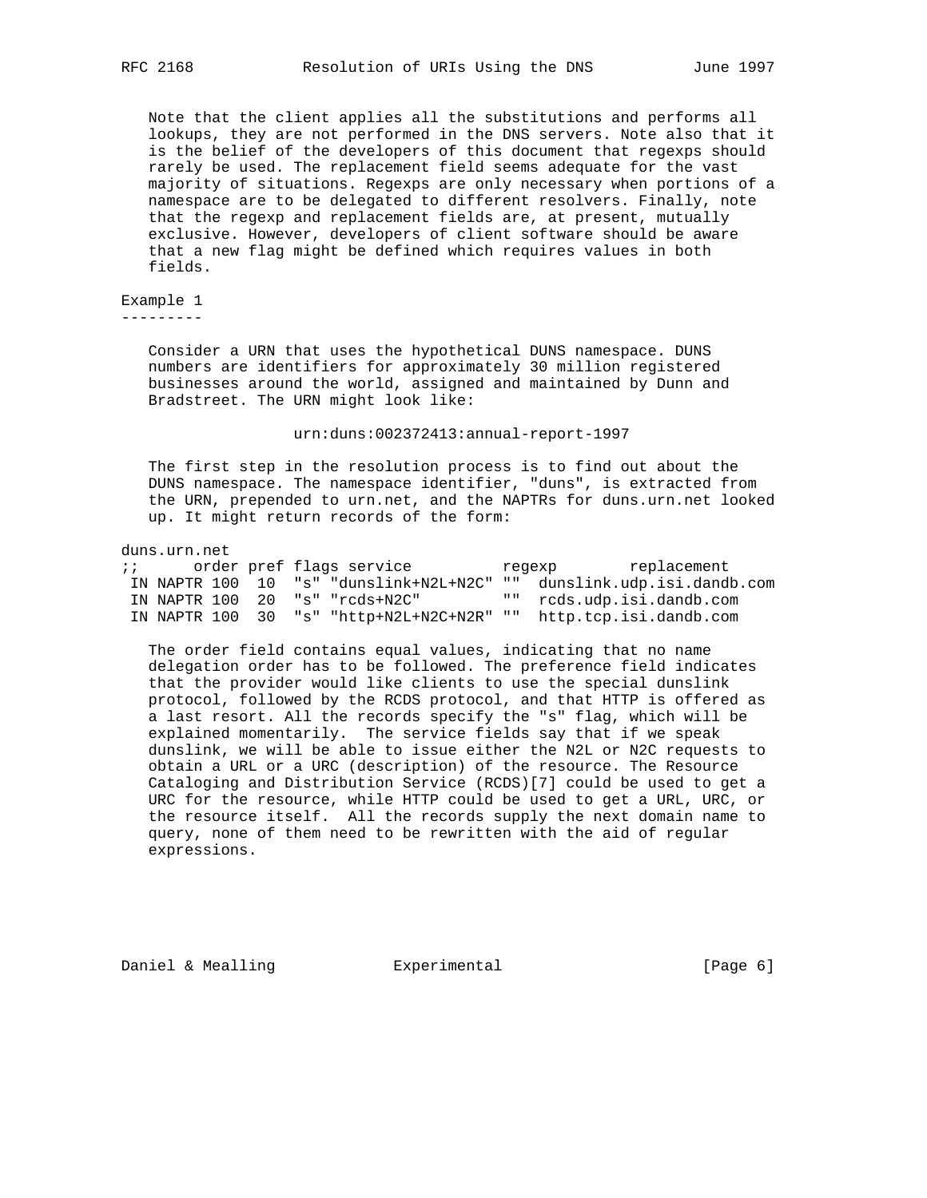Note that the client applies all the substitutions and performs all lookups, they are not performed in the DNS servers. Note also that it is the belief of the developers of this document that regexps should rarely be used. The replacement field seems adequate for the vast majority of situations. Regexps are only necessary when portions of a namespace are to be delegated to different resolvers. Finally, note that the regexp and replacement fields are, at present, mutually exclusive. However, developers of client software should be aware that a new flag might be defined which requires values in both fields.

## Example 1

Consider a URN that uses the hypothetical DUNS namespace. DUNS numbers are identifiers for approximately 30 million registered businesses around the world, assigned and maintained by Dunn and Bradstreet. The URN might look like:

```
urn:duns:002372413:annual-report-1997
```

The first step in the resolution process is to find out about the DUNS namespace. The namespace identifier, "duns", is extracted from the URN, prepended to urn.net, and the NAPTRs for duns.urn.net looked up. It might return records of the form:

```
duns.urn.net
;;      order pref flags service          regexp        replacement
 IN NAPTR 100  10  "s" "dunslink+N2L+N2C" ""  dunslink.udp.isi.dandb.com
 IN NAPTR 100  20  "s" "rcds+N2C"         ""  rcds.udp.isi.dandb.com
 IN NAPTR 100  30  "s" "http+N2L+N2C+N2R" ""  http.tcp.isi.dandb.com
```

The order field contains equal values, indicating that no name delegation order has to be followed. The preference field indicates that the provider would like clients to use the special dunslink protocol, followed by the RCDS protocol, and that HTTP is offered as a last resort. All the records specify the "s" flag, which will be explained momentarily. The service fields say that if we speak dunslink, we will be able to issue either the N2L or N2C requests to obtain a URL or a URC (description) of the resource. The Resource Cataloging and Distribution Service (RCDS)[7] could be used to get a URC for the resource, while HTTP could be used to get a URL, URC, or the resource itself. All the records supply the next domain name to query, none of them need to be rewritten with the aid of regular expressions.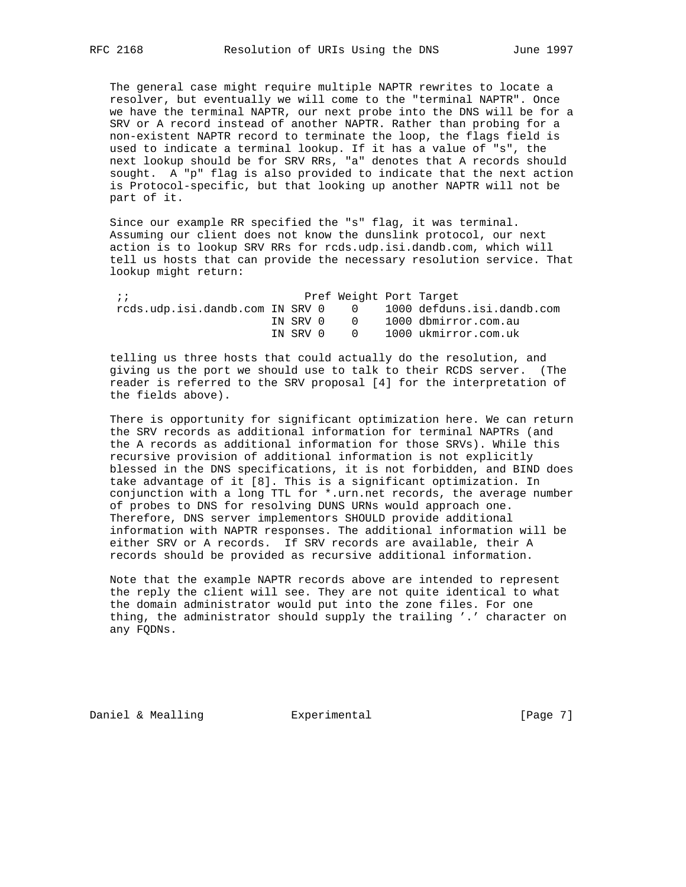The general case might require multiple NAPTR rewrites to locate a resolver, but eventually we will come to the "terminal NAPTR". Once we have the terminal NAPTR, our next probe into the DNS will be for a SRV or A record instead of another NAPTR. Rather than probing for a non-existent NAPTR record to terminate the loop, the flags field is used to indicate a terminal lookup. If it has a value of "s", the next lookup should be for SRV RRs, "a" denotes that A records should sought. A "p" flag is also provided to indicate that the next action is Protocol-specific, but that looking up another NAPTR will not be part of it.

Since our example RR specified the "s" flag, it was terminal. Assuming our client does not know the dunslink protocol, our next action is to lookup SRV RRs for rcds.udp.isi.dandb.com, which will tell us hosts that can provide the necessary resolution service. That lookup might return:

```
;;                          Pref Weight Port Target
rcds.udp.isi.dandb.com IN SRV 0    0    1000 defduns.isi.dandb.com
                       IN SRV 0    0    1000 dbmirror.com.au
                       IN SRV 0    0    1000 ukmirror.com.uk
```

telling us three hosts that could actually do the resolution, and giving us the port we should use to talk to their RCDS server. (The reader is referred to the SRV proposal [4] for the interpretation of the fields above).

There is opportunity for significant optimization here. We can return the SRV records as additional information for terminal NAPTRs (and the A records as additional information for those SRVs). While this recursive provision of additional information is not explicitly blessed in the DNS specifications, it is not forbidden, and BIND does take advantage of it [8]. This is a significant optimization. In conjunction with a long TTL for *.urn.net records, the average number of probes to DNS for resolving DUNS URNs would approach one. Therefore, DNS server implementors SHOULD provide additional information with NAPTR responses. The additional information will be either SRV or A records. If SRV records are available, their A records should be provided as recursive additional information.

Note that the example NAPTR records above are intended to represent the reply the client will see. They are not quite identical to what the domain administrator would put into the zone files. For one thing, the administrator should supply the trailing '.' character on any FQDNs.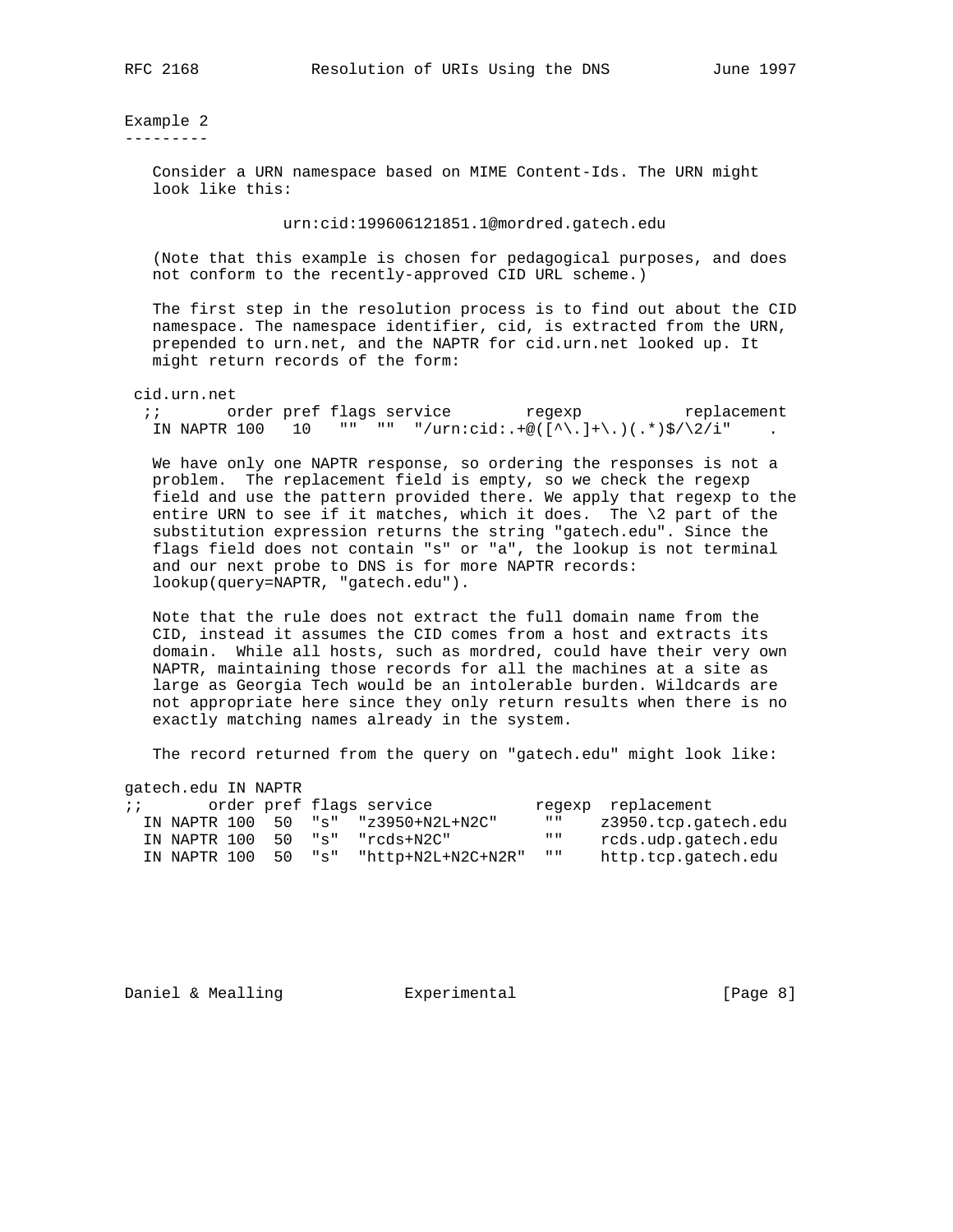## Example 2

Consider a URN namespace based on MIME Content-Ids. The URN might look like this:

```
urn:cid:199606121851.1@mordred.gatech.edu
```

(Note that this example is chosen for pedagogical purposes, and does not conform to the recently-approved CID URL scheme.)

The first step in the resolution process is to find out about the CID namespace. The namespace identifier, cid, is extracted from the URN, prepended to urn.net, and the NAPTR for cid.urn.net looked up. It might return records of the form:

```
cid.urn.net
 ;;       order pref flags service        regexp           replacement
  IN NAPTR 100   10   ""  ""  "/urn:cid:.+@([^\.]+\.)(.*)$/\2/i"    .
```

We have only one NAPTR response, so ordering the responses is not a problem. The replacement field is empty, so we check the regexp field and use the pattern provided there. We apply that regexp to the entire URN to see if it matches, which it does. The \2 part of the substitution expression returns the string "gatech.edu". Since the flags field does not contain "s" or "a", the lookup is not terminal and our next probe to DNS is for more NAPTR records: lookup(query=NAPTR, "gatech.edu").

Note that the rule does not extract the full domain name from the CID, instead it assumes the CID comes from a host and extracts its domain. While all hosts, such as mordred, could have their very own NAPTR, maintaining those records for all the machines at a site as large as Georgia Tech would be an intolerable burden. Wildcards are not appropriate here since they only return results when there is no exactly matching names already in the system.

The record returned from the query on "gatech.edu" might look like:

```
gatech.edu IN NAPTR
;;       order pref flags service           regexp  replacement
  IN NAPTR 100  50  "s"  "z3950+N2L+N2C"     ""    z3950.tcp.gatech.edu
  IN NAPTR 100  50  "s"  "rcds+N2C"          ""    rcds.udp.gatech.edu
  IN NAPTR 100  50  "s"  "http+N2L+N2C+N2R"  ""    http.tcp.gatech.edu
```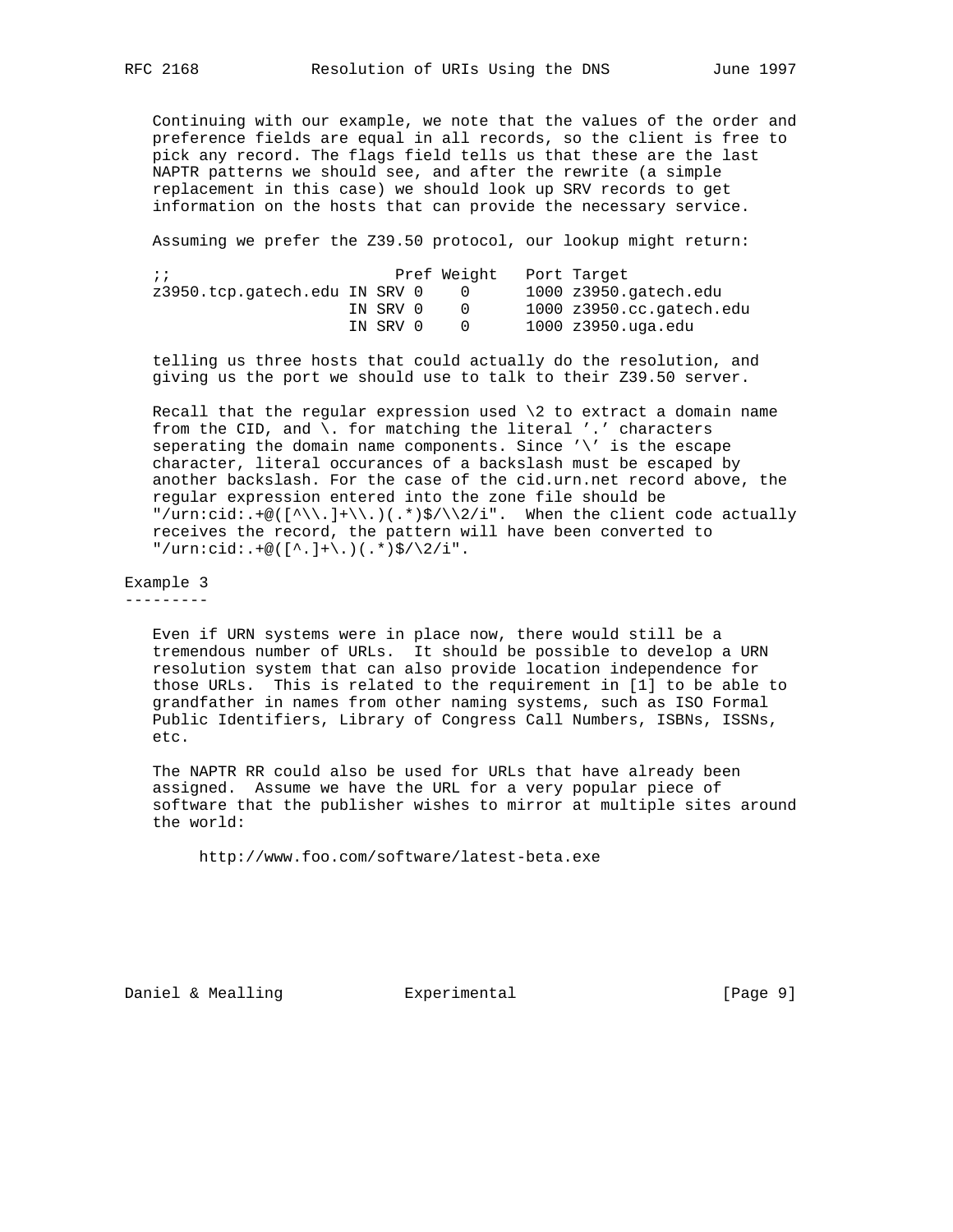Continuing with our example, we note that the values of the order and preference fields are equal in all records, so the client is free to pick any record. The flags field tells us that these are the last NAPTR patterns we should see, and after the rewrite (a simple replacement in this case) we should look up SRV records to get information on the hosts that can provide the necessary service.

Assuming we prefer the Z39.50 protocol, our lookup might return:

```
;;                        Pref Weight   Port Target
z3950.tcp.gatech.edu IN SRV 0    0      1000 z3950.gatech.edu
                     IN SRV 0    0      1000 z3950.cc.gatech.edu
                     IN SRV 0    0      1000 z3950.uga.edu
```

telling us three hosts that could actually do the resolution, and giving us the port we should use to talk to their Z39.50 server.

Recall that the regular expression used \2 to extract a domain name from the CID, and \. for matching the literal '.' characters seperating the domain name components. Since '\' is the escape character, literal occurances of a backslash must be escaped by another backslash. For the case of the cid.urn.net record above, the regular expression entered into the zone file should be "/urn:cid:.+@([^\\.]+\\.)(.*)$/\\2/i". When the client code actually receives the record, the pattern will have been converted to "/urn:cid:.+@([^.]+\.)(.*)$/\2/i".

## Example 3

Even if URN systems were in place now, there would still be a tremendous number of URLs. It should be possible to develop a URN resolution system that can also provide location independence for those URLs. This is related to the requirement in [1] to be able to grandfather in names from other naming systems, such as ISO Formal Public Identifiers, Library of Congress Call Numbers, ISBNs, ISSNs, etc.

The NAPTR RR could also be used for URLs that have already been assigned. Assume we have the URL for a very popular piece of software that the publisher wishes to mirror at multiple sites around the world:

```
http://www.foo.com/software/latest-beta.exe
```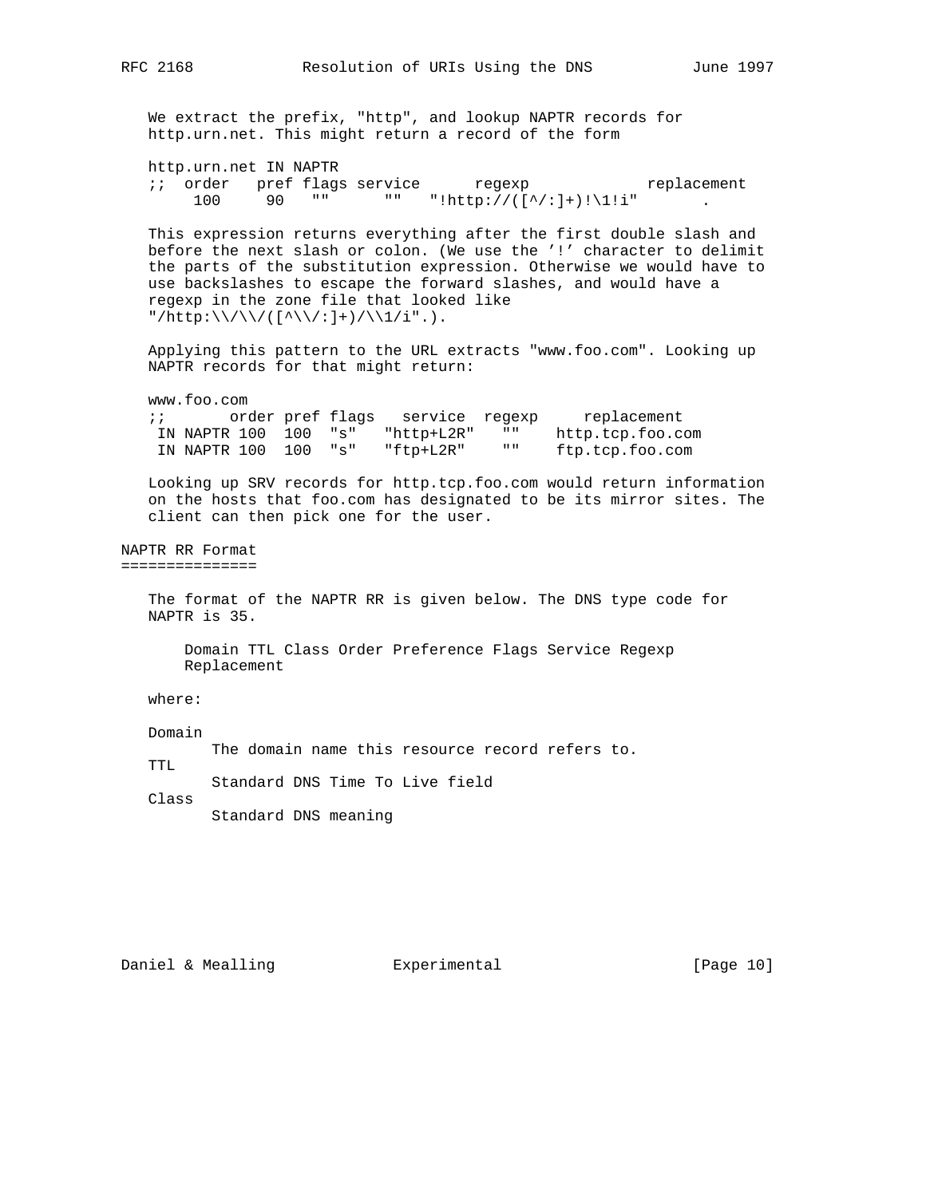We extract the prefix, "http", and lookup NAPTR records for http.urn.net. This might return a record of the form

```
http.urn.net IN NAPTR
;;  order   pref flags service      regexp             replacement
     100     90   ""      ""   "!http://([^/:]+)!\1!i"       .
```

This expression returns everything after the first double slash and before the next slash or colon. (We use the '!' character to delimit the parts of the substitution expression. Otherwise we would have to use backslashes to escape the forward slashes, and would have a regexp in the zone file that looked like "/http:\\/\\/([^\\/:]+)/\\1/i".).

Applying this pattern to the URL extracts "www.foo.com". Looking up NAPTR records for that might return:

```
www.foo.com
;;       order pref flags   service  regexp     replacement
 IN NAPTR 100  100  "s"   "http+L2R"   ""    http.tcp.foo.com
 IN NAPTR 100  100  "s"   "ftp+L2R"    ""    ftp.tcp.foo.com
```

Looking up SRV records for http.tcp.foo.com would return information on the hosts that foo.com has designated to be its mirror sites. The client can then pick one for the user.

# NAPTR RR Format

The format of the NAPTR RR is given below. The DNS type code for NAPTR is 35.

```
Domain TTL Class Order Preference Flags Service Regexp
Replacement
```

where:

Domain
    The domain name this resource record refers to.

TTL
    Standard DNS Time To Live field

Class
    Standard DNS meaning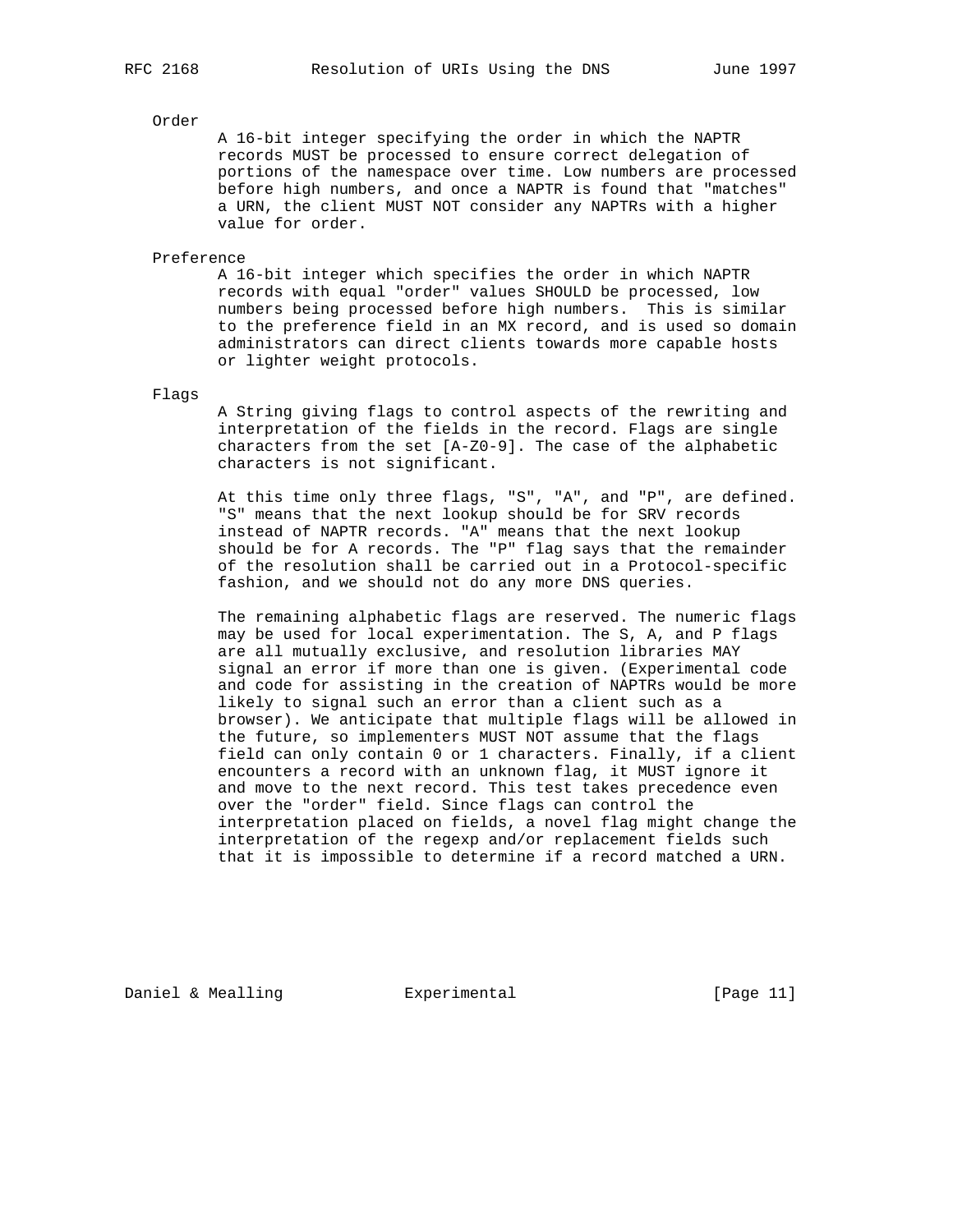Order

A 16-bit integer specifying the order in which the NAPTR records MUST be processed to ensure correct delegation of portions of the namespace over time. Low numbers are processed before high numbers, and once a NAPTR is found that "matches" a URN, the client MUST NOT consider any NAPTRs with a higher value for order.

Preference

A 16-bit integer which specifies the order in which NAPTR records with equal "order" values SHOULD be processed, low numbers being processed before high numbers. This is similar to the preference field in an MX record, and is used so domain administrators can direct clients towards more capable hosts or lighter weight protocols.

Flags

A String giving flags to control aspects of the rewriting and interpretation of the fields in the record. Flags are single characters from the set [A-Z0-9]. The case of the alphabetic characters is not significant.

At this time only three flags, "S", "A", and "P", are defined. "S" means that the next lookup should be for SRV records instead of NAPTR records. "A" means that the next lookup should be for A records. The "P" flag says that the remainder of the resolution shall be carried out in a Protocol-specific fashion, and we should not do any more DNS queries.

The remaining alphabetic flags are reserved. The numeric flags may be used for local experimentation. The S, A, and P flags are all mutually exclusive, and resolution libraries MAY signal an error if more than one is given. (Experimental code and code for assisting in the creation of NAPTRs would be more likely to signal such an error than a client such as a browser). We anticipate that multiple flags will be allowed in the future, so implementers MUST NOT assume that the flags field can only contain 0 or 1 characters. Finally, if a client encounters a record with an unknown flag, it MUST ignore it and move to the next record. This test takes precedence even over the "order" field. Since flags can control the interpretation placed on fields, a novel flag might change the interpretation of the regexp and/or replacement fields such that it is impossible to determine if a record matched a URN.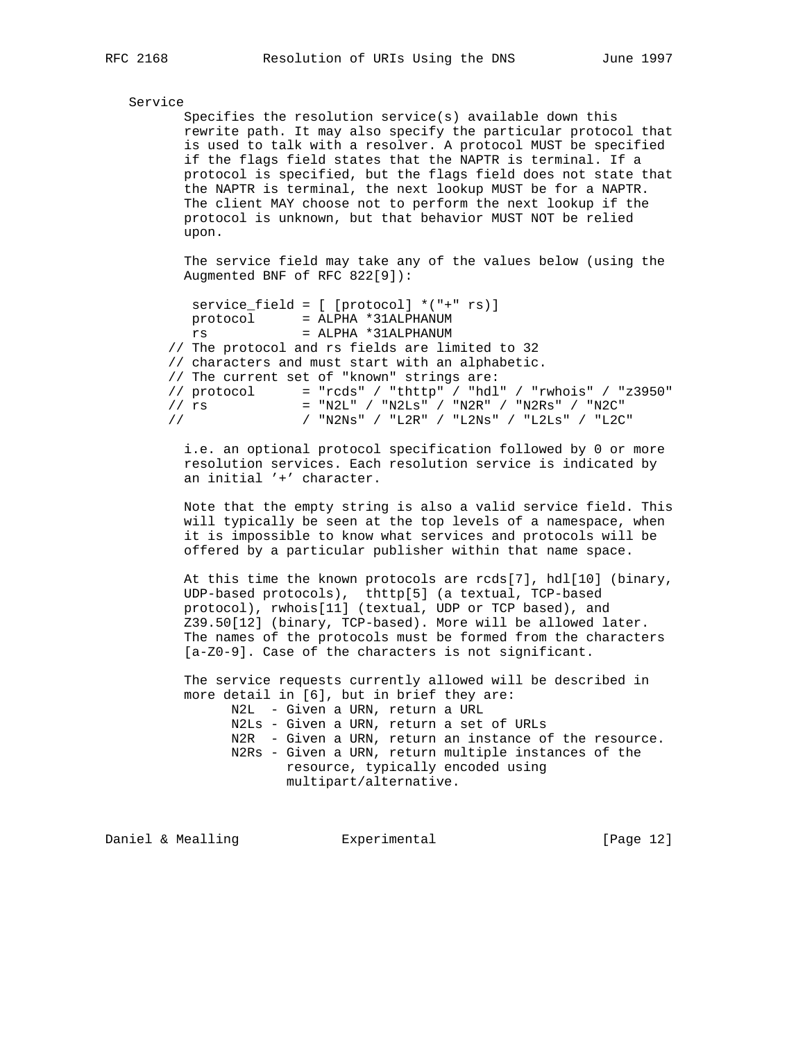Service

Specifies the resolution service(s) available down this rewrite path. It may also specify the particular protocol that is used to talk with a resolver. A protocol MUST be specified if the flags field states that the NAPTR is terminal. If a protocol is specified, but the flags field does not state that the NAPTR is terminal, the next lookup MUST be for a NAPTR. The client MAY choose not to perform the next lookup if the protocol is unknown, but that behavior MUST NOT be relied upon.

The service field may take any of the values below (using the Augmented BNF of RFC 822[9]):

```
 service_field = [ [protocol] *("+" rs)]
 protocol      = ALPHA *31ALPHANUM
 rs            = ALPHA *31ALPHANUM
// The protocol and rs fields are limited to 32
// characters and must start with an alphabetic.
// The current set of "known" strings are:
// protocol      = "rcds" / "thttp" / "hdl" / "rwhois" / "z3950"
// rs            = "N2L" / "N2Ls" / "N2R" / "N2Rs" / "N2C"
//               / "N2Ns" / "L2R" / "L2Ns" / "L2Ls" / "L2C"
```

i.e. an optional protocol specification followed by 0 or more resolution services. Each resolution service is indicated by an initial '+' character.

Note that the empty string is also a valid service field. This will typically be seen at the top levels of a namespace, when it is impossible to know what services and protocols will be offered by a particular publisher within that name space.

At this time the known protocols are rcds[7], hdl[10] (binary, UDP-based protocols), thttp[5] (a textual, TCP-based protocol), rwhois[11] (textual, UDP or TCP based), and Z39.50[12] (binary, TCP-based). More will be allowed later. The names of the protocols must be formed from the characters [a-Z0-9]. Case of the characters is not significant.

The service requests currently allowed will be described in more detail in [6], but in brief they are:

- N2L - Given a URN, return a URL
- N2Ls - Given a URN, return a set of URLs
- N2R - Given a URN, return an instance of the resource.
- N2Rs - Given a URN, return multiple instances of the resource, typically encoded using multipart/alternative.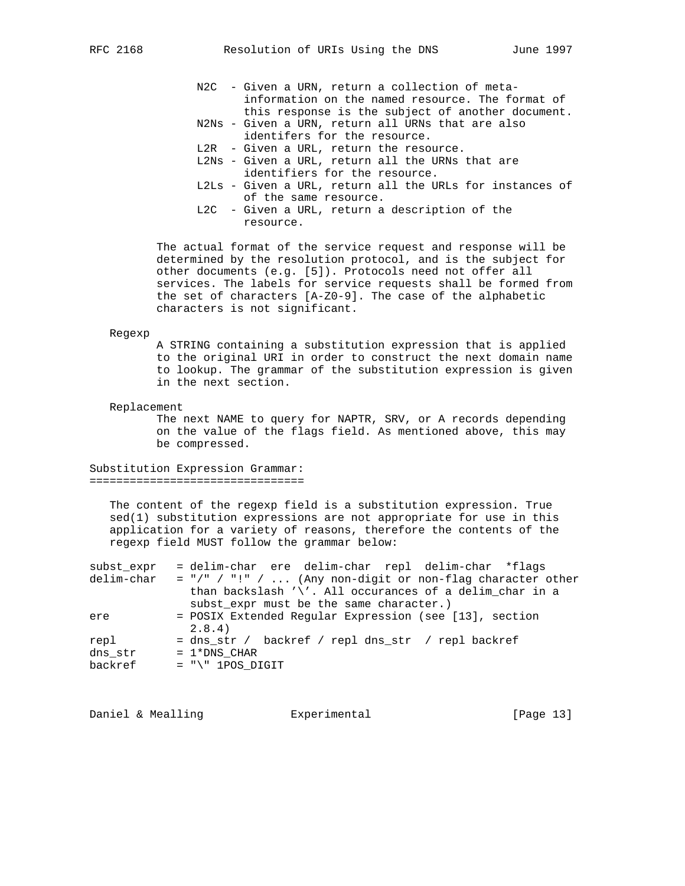- N2C - Given a URN, return a collection of meta-information on the named resource. The format of this response is the subject of another document.
- N2Ns - Given a URN, return all URNs that are also identifers for the resource.
- L2R - Given a URL, return the resource.
- L2Ns - Given a URL, return all the URNs that are identifiers for the resource.
- L2Ls - Given a URL, return all the URLs for instances of of the same resource.
- L2C - Given a URL, return a description of the resource.

The actual format of the service request and response will be determined by the resolution protocol, and is the subject for other documents (e.g. [5]). Protocols need not offer all services. The labels for service requests shall be formed from the set of characters [A-Z0-9]. The case of the alphabetic characters is not significant.

Regexp

A STRING containing a substitution expression that is applied to the original URI in order to construct the next domain name to lookup. The grammar of the substitution expression is given in the next section.

Replacement

The next NAME to query for NAPTR, SRV, or A records depending on the value of the flags field. As mentioned above, this may be compressed.

## Substitution Expression Grammar:

The content of the regexp field is a substitution expression. True sed(1) substitution expressions are not appropriate for use in this application for a variety of reasons, therefore the contents of the regexp field MUST follow the grammar below:

```
subst_expr   = delim-char  ere  delim-char  repl  delim-char  *flags
delim-char   = "/" / "!" / ... (Any non-digit or non-flag character other
               than backslash '\'. All occurances of a delim_char in a
               subst_expr must be the same character.)
ere          = POSIX Extended Regular Expression (see [13], section
               2.8.4)
repl         = dns_str /  backref / repl dns_str  / repl backref
dns_str      = 1*DNS_CHAR
backref      = "\" 1POS_DIGIT
```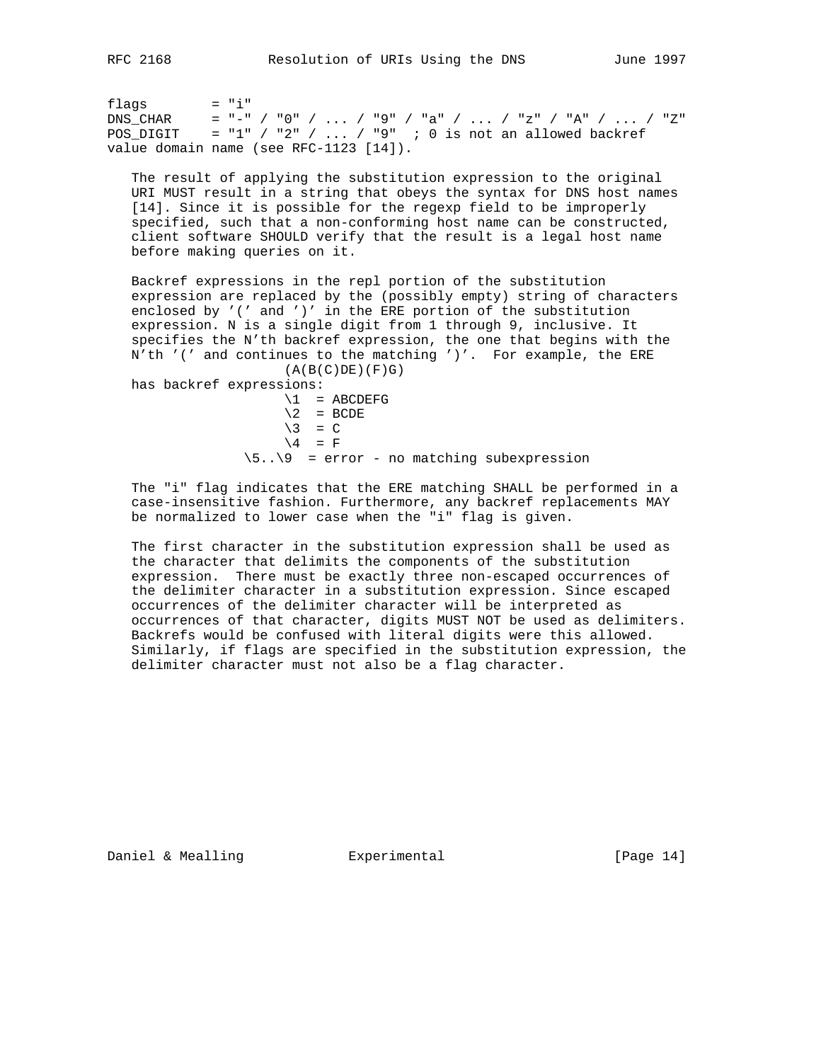```
flags        = "i"
DNS_CHAR     = "-" / "0" / ... / "9" / "a" / ... / "z" / "A" / ... / "Z"
POS_DIGIT    = "1" / "2" / ... / "9"  ; 0 is not an allowed backref
value domain name (see RFC-1123 [14]).
```

The result of applying the substitution expression to the original URI MUST result in a string that obeys the syntax for DNS host names [14]. Since it is possible for the regexp field to be improperly specified, such that a non-conforming host name can be constructed, client software SHOULD verify that the result is a legal host name before making queries on it.

Backref expressions in the repl portion of the substitution expression are replaced by the (possibly empty) string of characters enclosed by '(' and ')' in the ERE portion of the substitution expression. N is a single digit from 1 through 9, inclusive. It specifies the N'th backref expression, the one that begins with the N'th '(' and continues to the matching ')'. For example, the ERE

```
                 (A(B(C)DE)(F)G)
```

has backref expressions:

```
                 \1  = ABCDEFG
                 \2  = BCDE
                 \3  = C
                 \4  = F
             \5..\9  = error - no matching subexpression
```

The "i" flag indicates that the ERE matching SHALL be performed in a case-insensitive fashion. Furthermore, any backref replacements MAY be normalized to lower case when the "i" flag is given.

The first character in the substitution expression shall be used as the character that delimits the components of the substitution expression. There must be exactly three non-escaped occurrences of the delimiter character in a substitution expression. Since escaped occurrences of the delimiter character will be interpreted as occurrences of that character, digits MUST NOT be used as delimiters. Backrefs would be confused with literal digits were this allowed. Similarly, if flags are specified in the substitution expression, the delimiter character must not also be a flag character.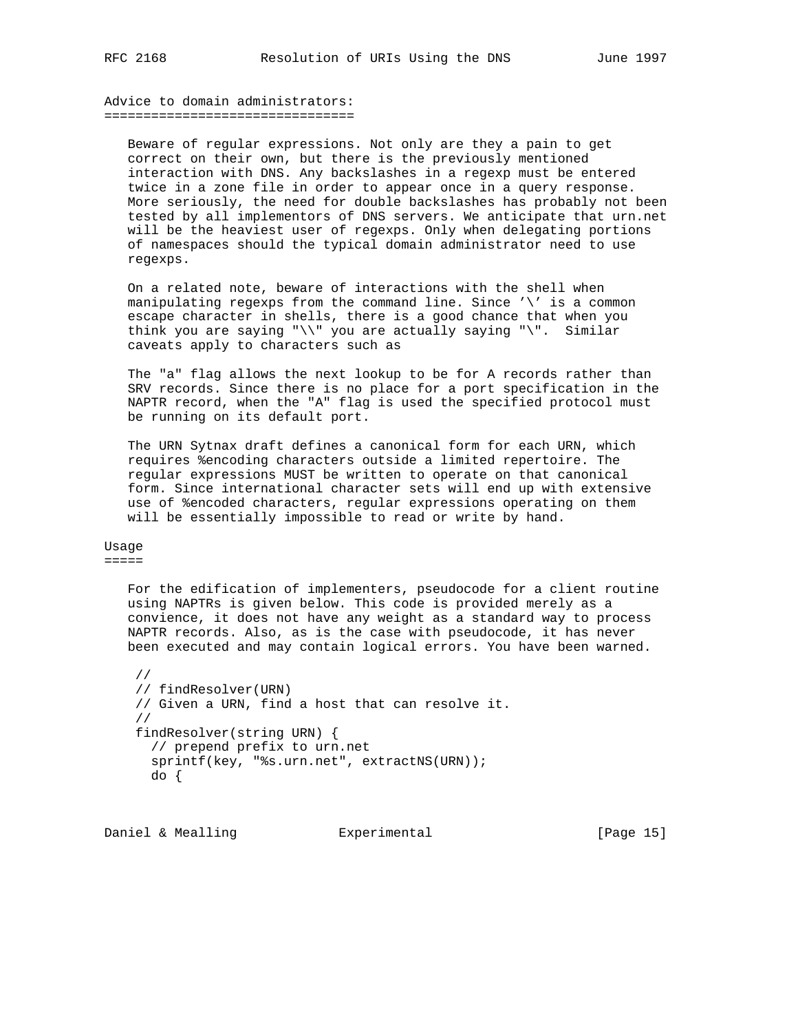## Advice to domain administrators:

Beware of regular expressions. Not only are they a pain to get correct on their own, but there is the previously mentioned interaction with DNS. Any backslashes in a regexp must be entered twice in a zone file in order to appear once in a query response. More seriously, the need for double backslashes has probably not been tested by all implementors of DNS servers. We anticipate that urn.net will be the heaviest user of regexps. Only when delegating portions of namespaces should the typical domain administrator need to use regexps.

On a related note, beware of interactions with the shell when manipulating regexps from the command line. Since '\' is a common escape character in shells, there is a good chance that when you think you are saying "\\" you are actually saying "\". Similar caveats apply to characters such as

The "a" flag allows the next lookup to be for A records rather than SRV records. Since there is no place for a port specification in the NAPTR record, when the "A" flag is used the specified protocol must be running on its default port.

The URN Sytnax draft defines a canonical form for each URN, which requires %encoding characters outside a limited repertoire. The regular expressions MUST be written to operate on that canonical form. Since international character sets will end up with extensive use of %encoded characters, regular expressions operating on them will be essentially impossible to read or write by hand.

## Usage

For the edification of implementers, pseudocode for a client routine using NAPTRs is given below. This code is provided merely as a convience, it does not have any weight as a standard way to process NAPTR records. Also, as is the case with pseudocode, it has never been executed and may contain logical errors. You have been warned.

```
//
// findResolver(URN)
// Given a URN, find a host that can resolve it.
//
findResolver(string URN) {
  // prepend prefix to urn.net
  sprintf(key, "%s.urn.net", extractNS(URN));
  do {
```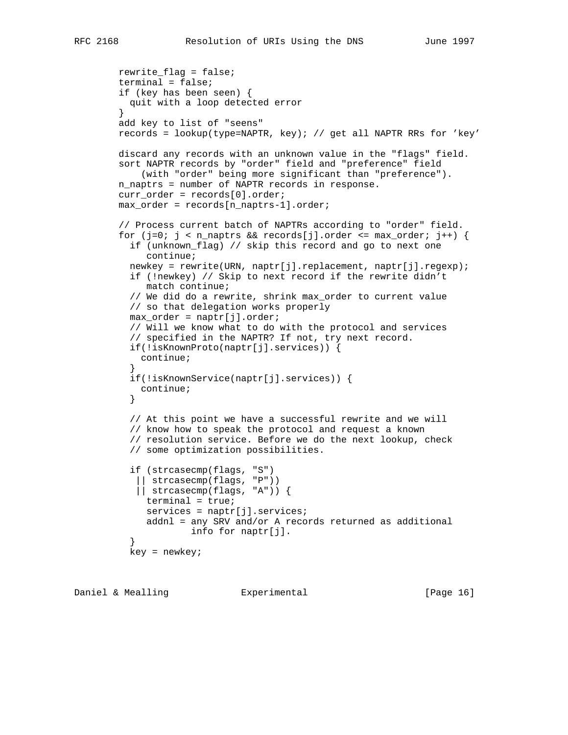```
        rewrite_flag = false;
        terminal = false;
        if (key has been seen) {
          quit with a loop detected error
        }
        add key to list of "seens"
        records = lookup(type=NAPTR, key); // get all NAPTR RRs for 'key'

        discard any records with an unknown value in the "flags" field.
        sort NAPTR records by "order" field and "preference" field
            (with "order" being more significant than "preference").
        n_naptrs = number of NAPTR records in response.
        curr_order = records[0].order;
        max_order = records[n_naptrs-1].order;

        // Process current batch of NAPTRs according to "order" field.
        for (j=0; j < n_naptrs && records[j].order <= max_order; j++) {
          if (unknown_flag) // skip this record and go to next one
             continue;
          newkey = rewrite(URN, naptr[j].replacement, naptr[j].regexp);
          if (!newkey) // Skip to next record if the rewrite didn't
             match continue;
          // We did do a rewrite, shrink max_order to current value
          // so that delegation works properly
          max_order = naptr[j].order;
          // Will we know what to do with the protocol and services
          // specified in the NAPTR? If not, try next record.
          if(!isKnownProto(naptr[j].services)) {
            continue;
          }
          if(!isKnownService(naptr[j].services)) {
            continue;
          }

          // At this point we have a successful rewrite and we will
          // know how to speak the protocol and request a known
          // resolution service. Before we do the next lookup, check
          // some optimization possibilities.

          if (strcasecmp(flags, "S")
           || strcasecmp(flags, "P"))
           || strcasecmp(flags, "A")) {
             terminal = true;
             services = naptr[j].services;
             addnl = any SRV and/or A records returned as additional
                     info for naptr[j].
          }
          key = newkey;
```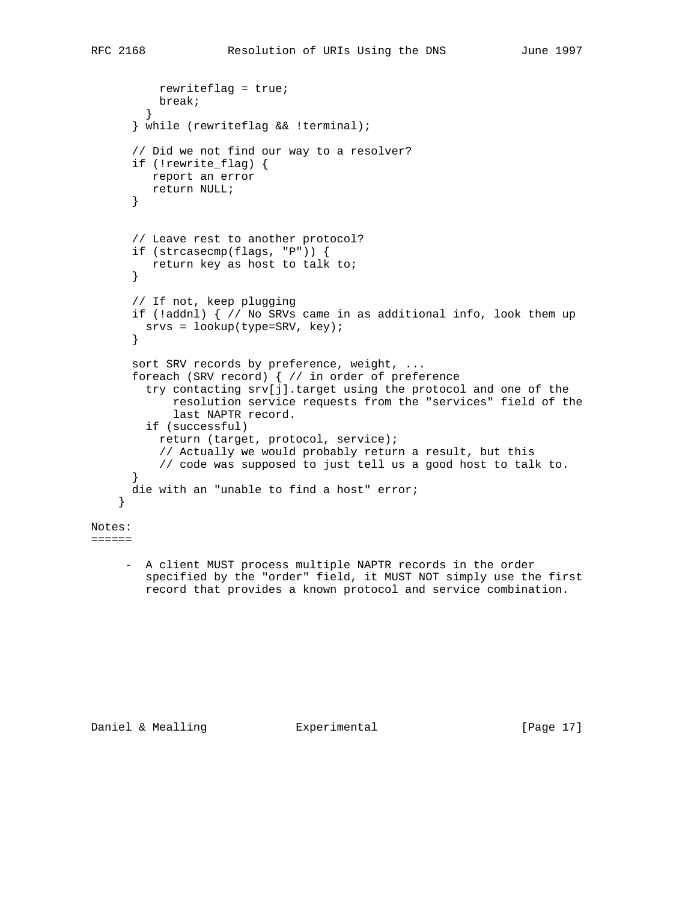```
          rewriteflag = true;
          break;
        }
      } while (rewriteflag && !terminal);

      // Did we not find our way to a resolver?
      if (!rewrite_flag) {
         report an error
         return NULL;
      }


      // Leave rest to another protocol?
      if (strcasecmp(flags, "P")) {
         return key as host to talk to;
      }

      // If not, keep plugging
      if (!addnl) { // No SRVs came in as additional info, look them up
        srvs = lookup(type=SRV, key);
      }

      sort SRV records by preference, weight, ...
      foreach (SRV record) { // in order of preference
        try contacting srv[j].target using the protocol and one of the
            resolution service requests from the "services" field of the
            last NAPTR record.
        if (successful)
          return (target, protocol, service);
          // Actually we would probably return a result, but this
          // code was supposed to just tell us a good host to talk to.
      }
      die with an "unable to find a host" error;
    }
```

Notes:
======

- A client MUST process multiple NAPTR records in the order specified by the "order" field, it MUST NOT simply use the first record that provides a known protocol and service combination.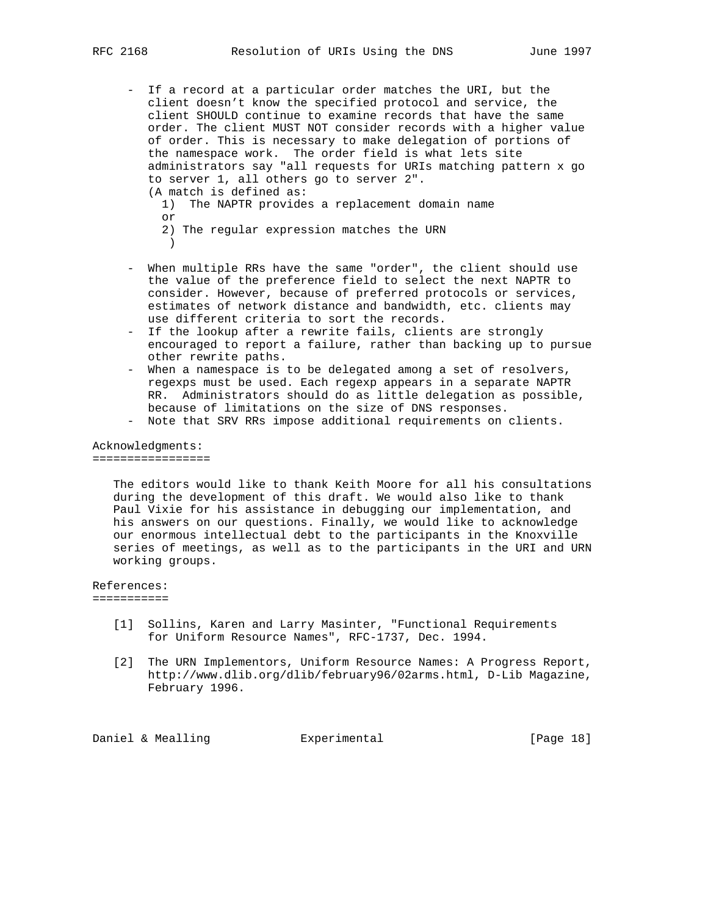- If a record at a particular order matches the URI, but the client doesn't know the specified protocol and service, the client SHOULD continue to examine records that have the same order. The client MUST NOT consider records with a higher value of order. This is necessary to make delegation of portions of the namespace work. The order field is what lets site administrators say "all requests for URIs matching pattern x go to server 1, all others go to server 2".
  (A match is defined as:
  1) The NAPTR provides a replacement domain name
  or
  2) The regular expression matches the URN
  )

- When multiple RRs have the same "order", the client should use the value of the preference field to select the next NAPTR to consider. However, because of preferred protocols or services, estimates of network distance and bandwidth, etc. clients may use different criteria to sort the records.
- If the lookup after a rewrite fails, clients are strongly encouraged to report a failure, rather than backing up to pursue other rewrite paths.
- When a namespace is to be delegated among a set of resolvers, regexps must be used. Each regexp appears in a separate NAPTR RR. Administrators should do as little delegation as possible, because of limitations on the size of DNS responses.
- Note that SRV RRs impose additional requirements on clients.

## Acknowledgments:

The editors would like to thank Keith Moore for all his consultations during the development of this draft. We would also like to thank Paul Vixie for his assistance in debugging our implementation, and his answers on our questions. Finally, we would like to acknowledge our enormous intellectual debt to the participants in the Knoxville series of meetings, as well as to the participants in the URI and URN working groups.

## References:

[1] Sollins, Karen and Larry Masinter, "Functional Requirements for Uniform Resource Names", RFC-1737, Dec. 1994.

[2] The URN Implementors, Uniform Resource Names: A Progress Report, http://www.dlib.org/dlib/february96/02arms.html, D-Lib Magazine, February 1996.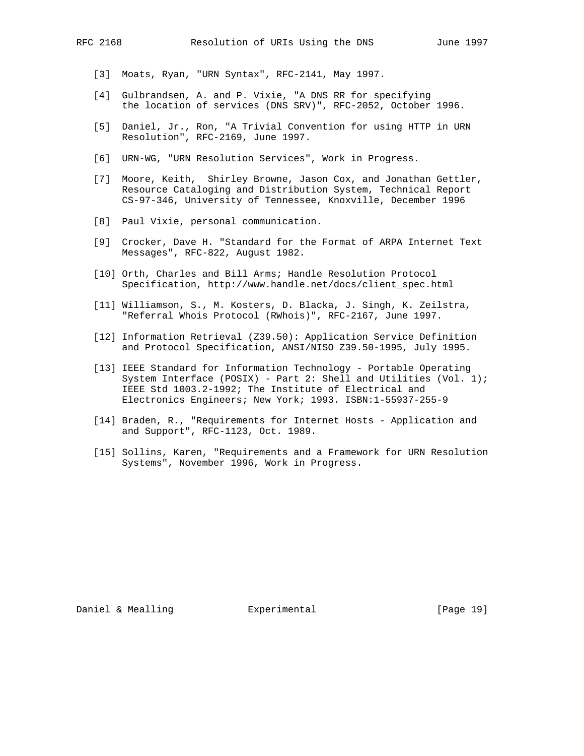[3] Moats, Ryan, "URN Syntax", RFC-2141, May 1997.

[4] Gulbrandsen, A. and P. Vixie, "A DNS RR for specifying the location of services (DNS SRV)", RFC-2052, October 1996.

[5] Daniel, Jr., Ron, "A Trivial Convention for using HTTP in URN Resolution", RFC-2169, June 1997.

[6] URN-WG, "URN Resolution Services", Work in Progress.

[7] Moore, Keith, Shirley Browne, Jason Cox, and Jonathan Gettler, Resource Cataloging and Distribution System, Technical Report CS-97-346, University of Tennessee, Knoxville, December 1996

[8] Paul Vixie, personal communication.

[9] Crocker, Dave H. "Standard for the Format of ARPA Internet Text Messages", RFC-822, August 1982.

[10] Orth, Charles and Bill Arms; Handle Resolution Protocol Specification, http://www.handle.net/docs/client_spec.html

[11] Williamson, S., M. Kosters, D. Blacka, J. Singh, K. Zeilstra, "Referral Whois Protocol (RWhois)", RFC-2167, June 1997.

[12] Information Retrieval (Z39.50): Application Service Definition and Protocol Specification, ANSI/NISO Z39.50-1995, July 1995.

[13] IEEE Standard for Information Technology - Portable Operating System Interface (POSIX) - Part 2: Shell and Utilities (Vol. 1); IEEE Std 1003.2-1992; The Institute of Electrical and Electronics Engineers; New York; 1993. ISBN:1-55937-255-9

[14] Braden, R., "Requirements for Internet Hosts - Application and and Support", RFC-1123, Oct. 1989.

[15] Sollins, Karen, "Requirements and a Framework for URN Resolution Systems", November 1996, Work in Progress.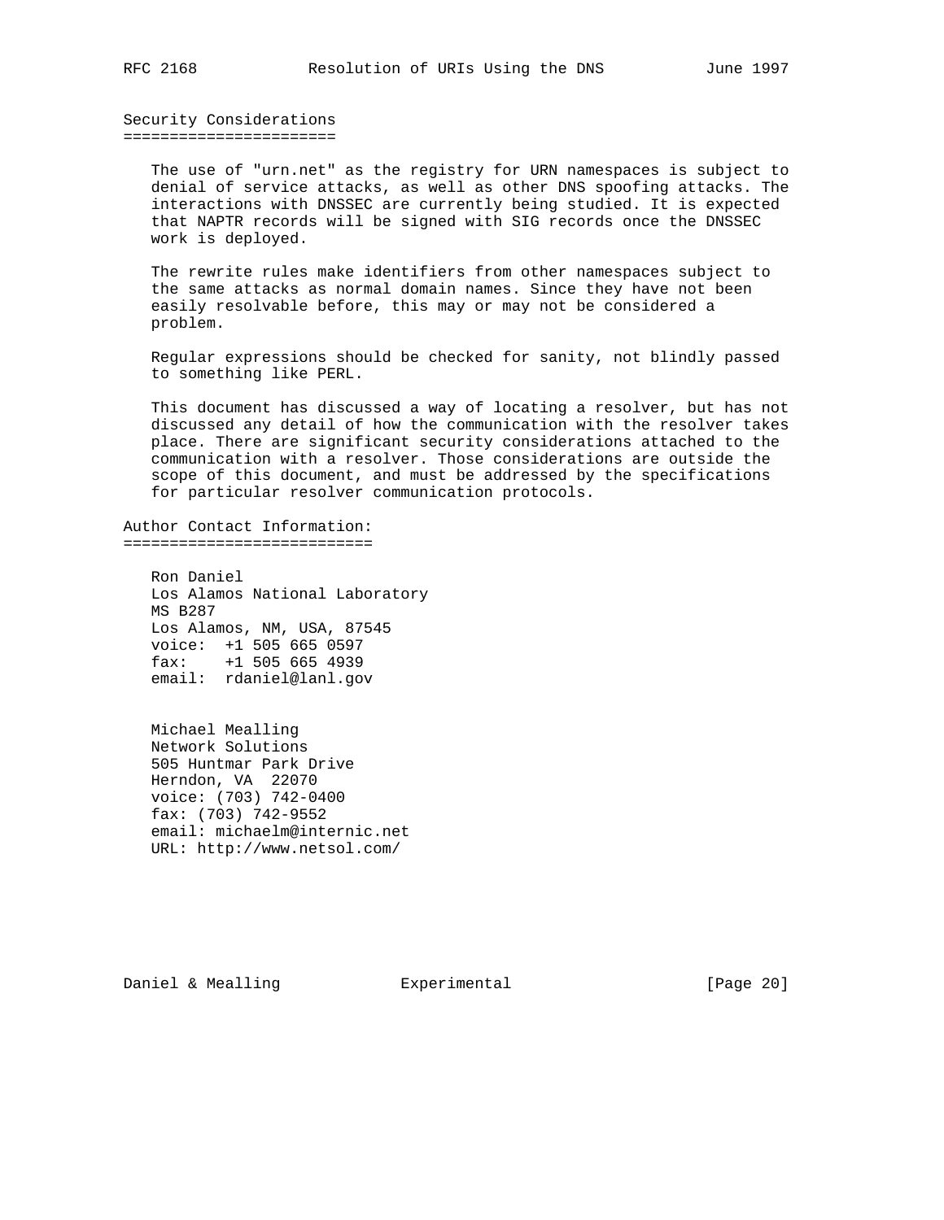## Security Considerations

The use of "urn.net" as the registry for URN namespaces is subject to denial of service attacks, as well as other DNS spoofing attacks. The interactions with DNSSEC are currently being studied. It is expected that NAPTR records will be signed with SIG records once the DNSSEC work is deployed.

The rewrite rules make identifiers from other namespaces subject to the same attacks as normal domain names. Since they have not been easily resolvable before, this may or may not be considered a problem.

Regular expressions should be checked for sanity, not blindly passed to something like PERL.

This document has discussed a way of locating a resolver, but has not discussed any detail of how the communication with the resolver takes place. There are significant security considerations attached to the communication with a resolver. Those considerations are outside the scope of this document, and must be addressed by the specifications for particular resolver communication protocols.

## Author Contact Information:

Ron Daniel
Los Alamos National Laboratory
MS B287
Los Alamos, NM, USA, 87545
voice: +1 505 665 0597
fax: +1 505 665 4939
email: rdaniel@lanl.gov

Michael Mealling
Network Solutions
505 Huntmar Park Drive
Herndon, VA 22070
voice: (703) 742-0400
fax: (703) 742-9552
email: michaelm@internic.net
URL: http://www.netsol.com/